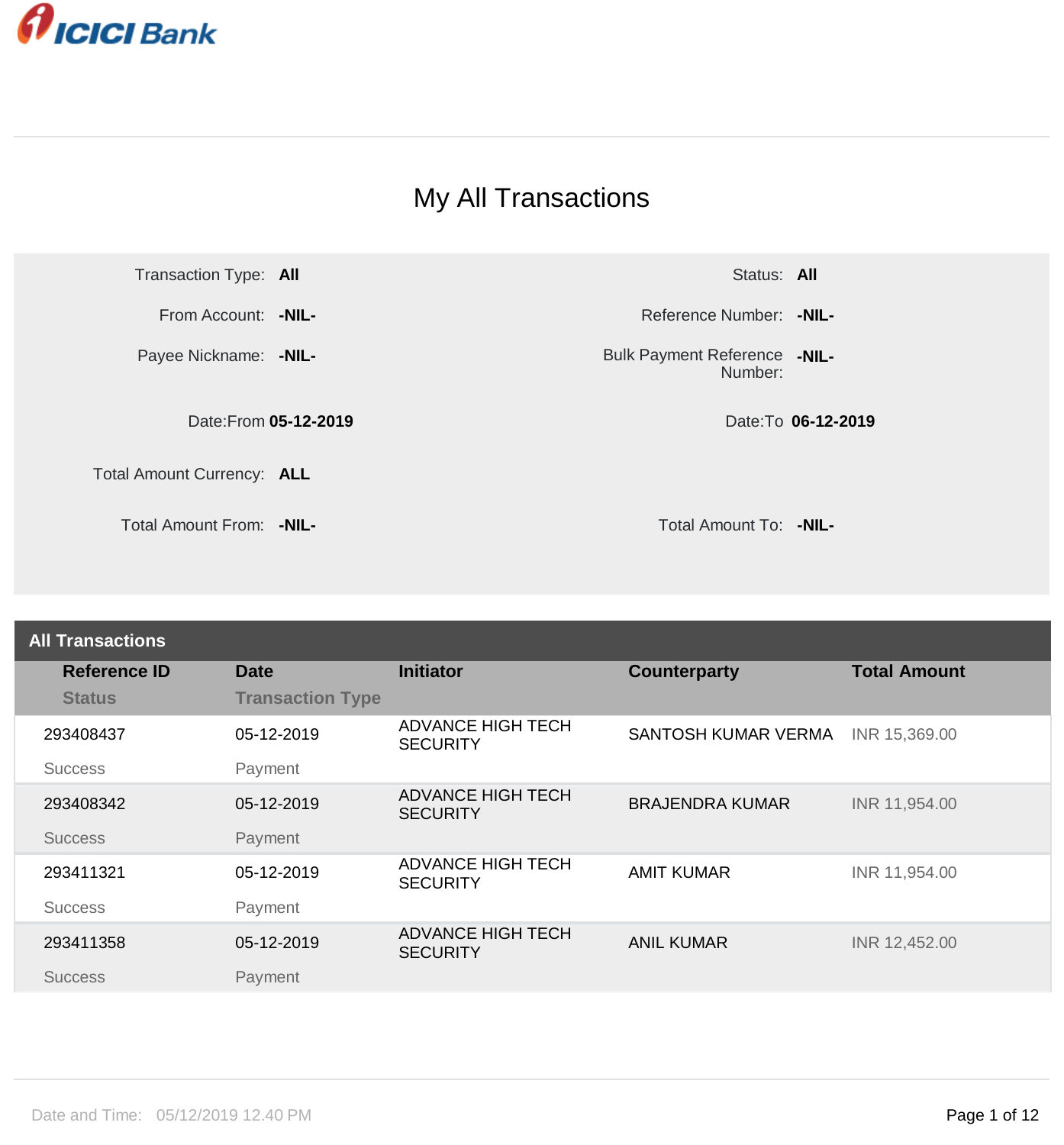ICICI Bank

# My All Transactions

| | | | |
|---|---|---|---|
| Transaction Type: | **All** | Status: | **All** |
| From Account: | **-NIL-** | Reference Number: | **-NIL-** |
| Payee Nickname: | **-NIL-** | Bulk Payment Reference Number: | **-NIL-** |
| Date:From | **05-12-2019** | Date:To | **06-12-2019** |
| Total Amount Currency: | **ALL** | | |
| Total Amount From: | **-NIL-** | Total Amount To: | **-NIL-** |

## All Transactions

| Reference ID / Status | Date / Transaction Type | Initiator | Counterparty | Total Amount |
|---|---|---|---|---|
| 293408437 / Success | 05-12-2019 / Payment | ADVANCE HIGH TECH SECURITY | SANTOSH KUMAR VERMA | INR 15,369.00 |
| 293408342 / Success | 05-12-2019 / Payment | ADVANCE HIGH TECH SECURITY | BRAJENDRA KUMAR | INR 11,954.00 |
| 293411321 / Success | 05-12-2019 / Payment | ADVANCE HIGH TECH SECURITY | AMIT KUMAR | INR 11,954.00 |
| 293411358 / Success | 05-12-2019 / Payment | ADVANCE HIGH TECH SECURITY | ANIL KUMAR | INR 12,452.00 |

Date and Time: 05/12/2019 12.40 PM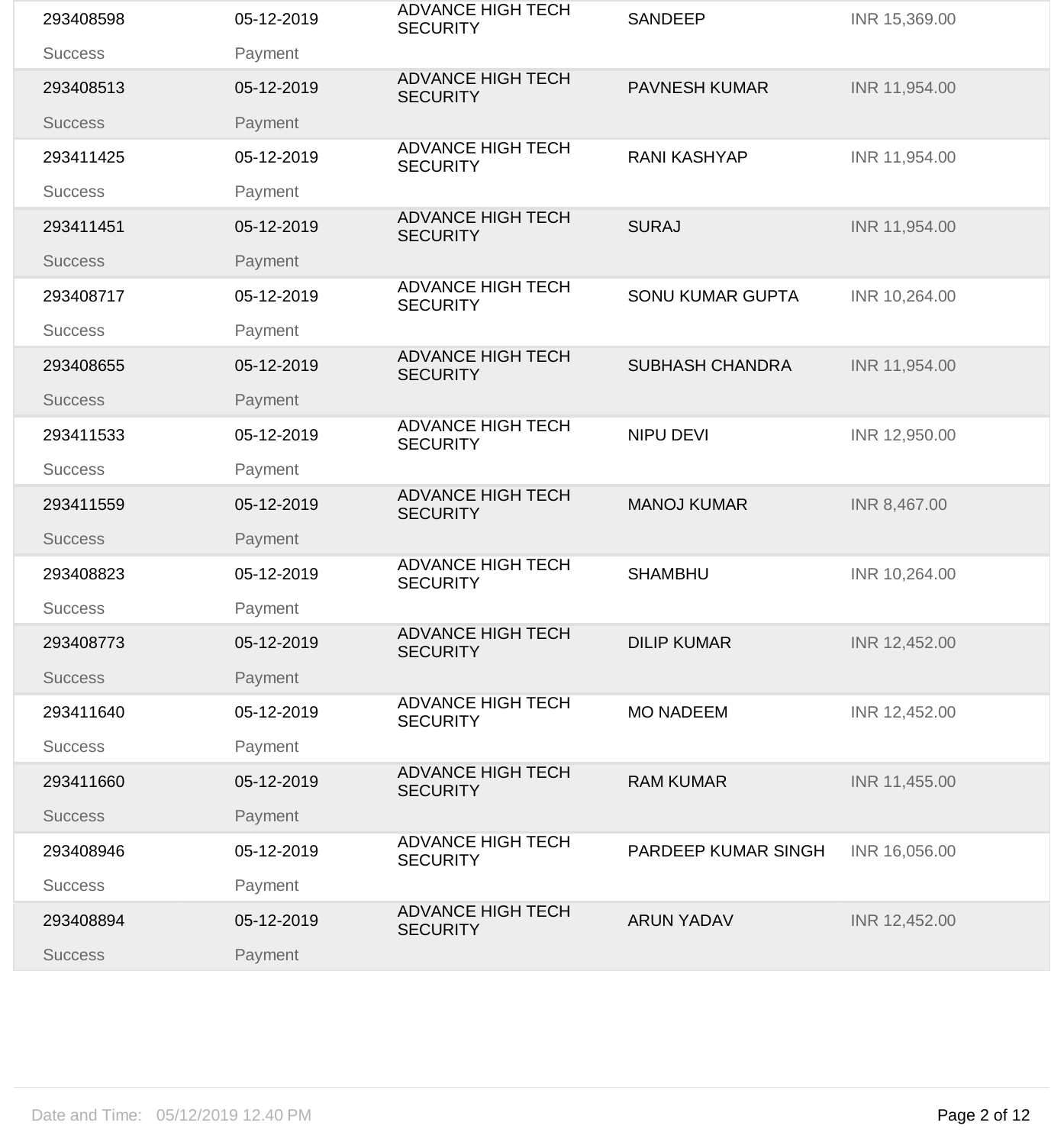| | | | | |
|---|---|---|---|---|
| 293408598 | 05-12-2019 | ADVANCE HIGH TECH SECURITY | SANDEEP | INR 15,369.00 |
| Success | Payment | | | |
| 293408513 | 05-12-2019 | ADVANCE HIGH TECH SECURITY | PAVNESH KUMAR | INR 11,954.00 |
| Success | Payment | | | |
| 293411425 | 05-12-2019 | ADVANCE HIGH TECH SECURITY | RANI KASHYAP | INR 11,954.00 |
| Success | Payment | | | |
| 293411451 | 05-12-2019 | ADVANCE HIGH TECH SECURITY | SURAJ | INR 11,954.00 |
| Success | Payment | | | |
| 293408717 | 05-12-2019 | ADVANCE HIGH TECH SECURITY | SONU KUMAR GUPTA | INR 10,264.00 |
| Success | Payment | | | |
| 293408655 | 05-12-2019 | ADVANCE HIGH TECH SECURITY | SUBHASH CHANDRA | INR 11,954.00 |
| Success | Payment | | | |
| 293411533 | 05-12-2019 | ADVANCE HIGH TECH SECURITY | NIPU DEVI | INR 12,950.00 |
| Success | Payment | | | |
| 293411559 | 05-12-2019 | ADVANCE HIGH TECH SECURITY | MANOJ KUMAR | INR 8,467.00 |
| Success | Payment | | | |
| 293408823 | 05-12-2019 | ADVANCE HIGH TECH SECURITY | SHAMBHU | INR 10,264.00 |
| Success | Payment | | | |
| 293408773 | 05-12-2019 | ADVANCE HIGH TECH SECURITY | DILIP KUMAR | INR 12,452.00 |
| Success | Payment | | | |
| 293411640 | 05-12-2019 | ADVANCE HIGH TECH SECURITY | MO NADEEM | INR 12,452.00 |
| Success | Payment | | | |
| 293411660 | 05-12-2019 | ADVANCE HIGH TECH SECURITY | RAM KUMAR | INR 11,455.00 |
| Success | Payment | | | |
| 293408946 | 05-12-2019 | ADVANCE HIGH TECH SECURITY | PARDEEP KUMAR SINGH | INR 16,056.00 |
| Success | Payment | | | |
| 293408894 | 05-12-2019 | ADVANCE HIGH TECH SECURITY | ARUN YADAV | INR 12,452.00 |
| Success | Payment | | | |

Date and Time: 05/12/2019 12.40 PM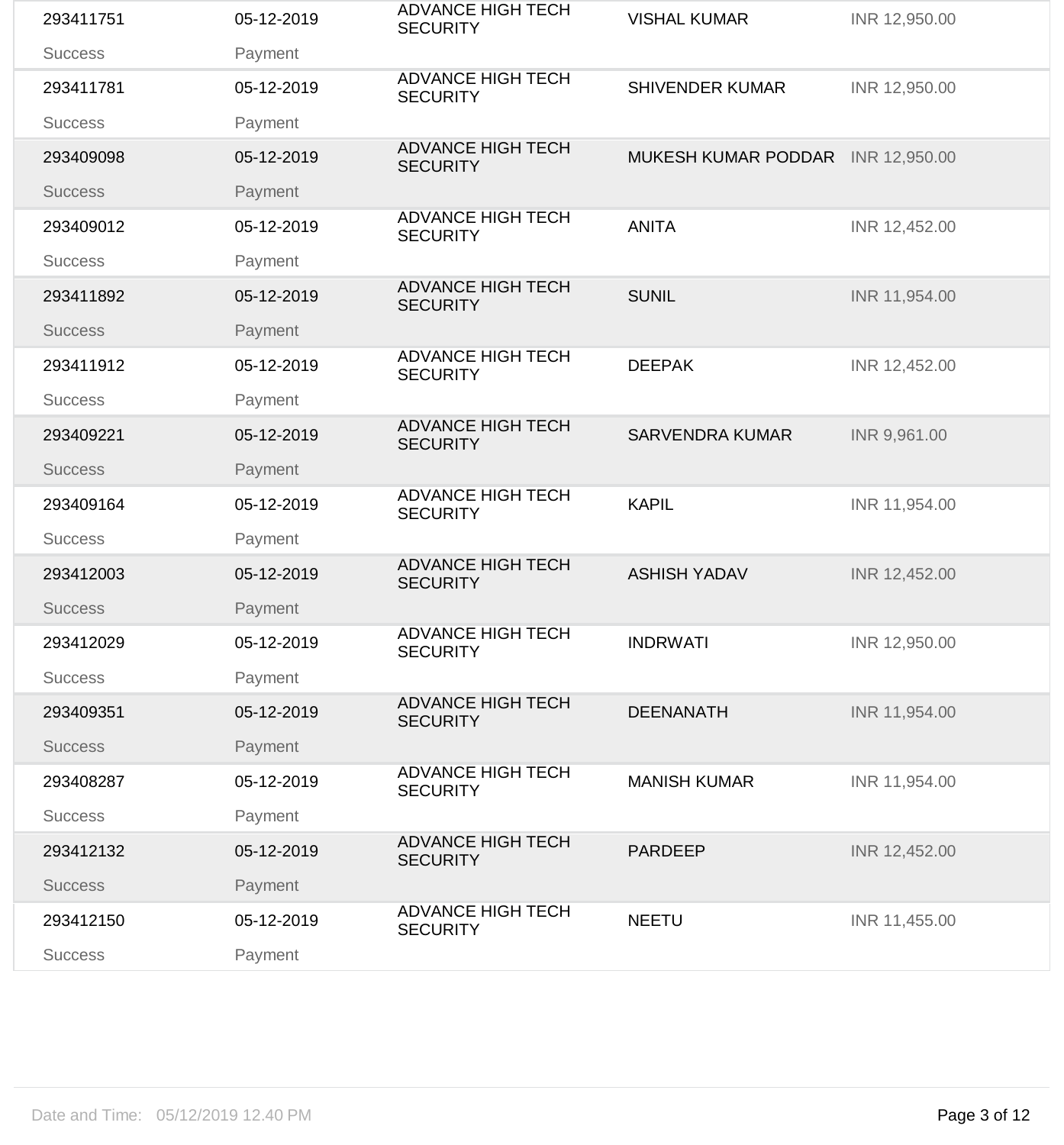| | | | | |
|---|---|---|---|---|
| 293411751<br>Success | 05-12-2019<br>Payment | ADVANCE HIGH TECH SECURITY | VISHAL KUMAR | INR 12,950.00 |
| 293411781<br>Success | 05-12-2019<br>Payment | ADVANCE HIGH TECH SECURITY | SHIVENDER KUMAR | INR 12,950.00 |
| 293409098<br>Success | 05-12-2019<br>Payment | ADVANCE HIGH TECH SECURITY | MUKESH KUMAR PODDAR | INR 12,950.00 |
| 293409012<br>Success | 05-12-2019<br>Payment | ADVANCE HIGH TECH SECURITY | ANITA | INR 12,452.00 |
| 293411892<br>Success | 05-12-2019<br>Payment | ADVANCE HIGH TECH SECURITY | SUNIL | INR 11,954.00 |
| 293411912<br>Success | 05-12-2019<br>Payment | ADVANCE HIGH TECH SECURITY | DEEPAK | INR 12,452.00 |
| 293409221<br>Success | 05-12-2019<br>Payment | ADVANCE HIGH TECH SECURITY | SARVENDRA KUMAR | INR 9,961.00 |
| 293409164<br>Success | 05-12-2019<br>Payment | ADVANCE HIGH TECH SECURITY | KAPIL | INR 11,954.00 |
| 293412003<br>Success | 05-12-2019<br>Payment | ADVANCE HIGH TECH SECURITY | ASHISH YADAV | INR 12,452.00 |
| 293412029<br>Success | 05-12-2019<br>Payment | ADVANCE HIGH TECH SECURITY | INDRWATI | INR 12,950.00 |
| 293409351<br>Success | 05-12-2019<br>Payment | ADVANCE HIGH TECH SECURITY | DEENANATH | INR 11,954.00 |
| 293408287<br>Success | 05-12-2019<br>Payment | ADVANCE HIGH TECH SECURITY | MANISH KUMAR | INR 11,954.00 |
| 293412132<br>Success | 05-12-2019<br>Payment | ADVANCE HIGH TECH SECURITY | PARDEEP | INR 12,452.00 |
| 293412150<br>Success | 05-12-2019<br>Payment | ADVANCE HIGH TECH SECURITY | NEETU | INR 11,455.00 |

Date and Time: 05/12/2019 12.40 PM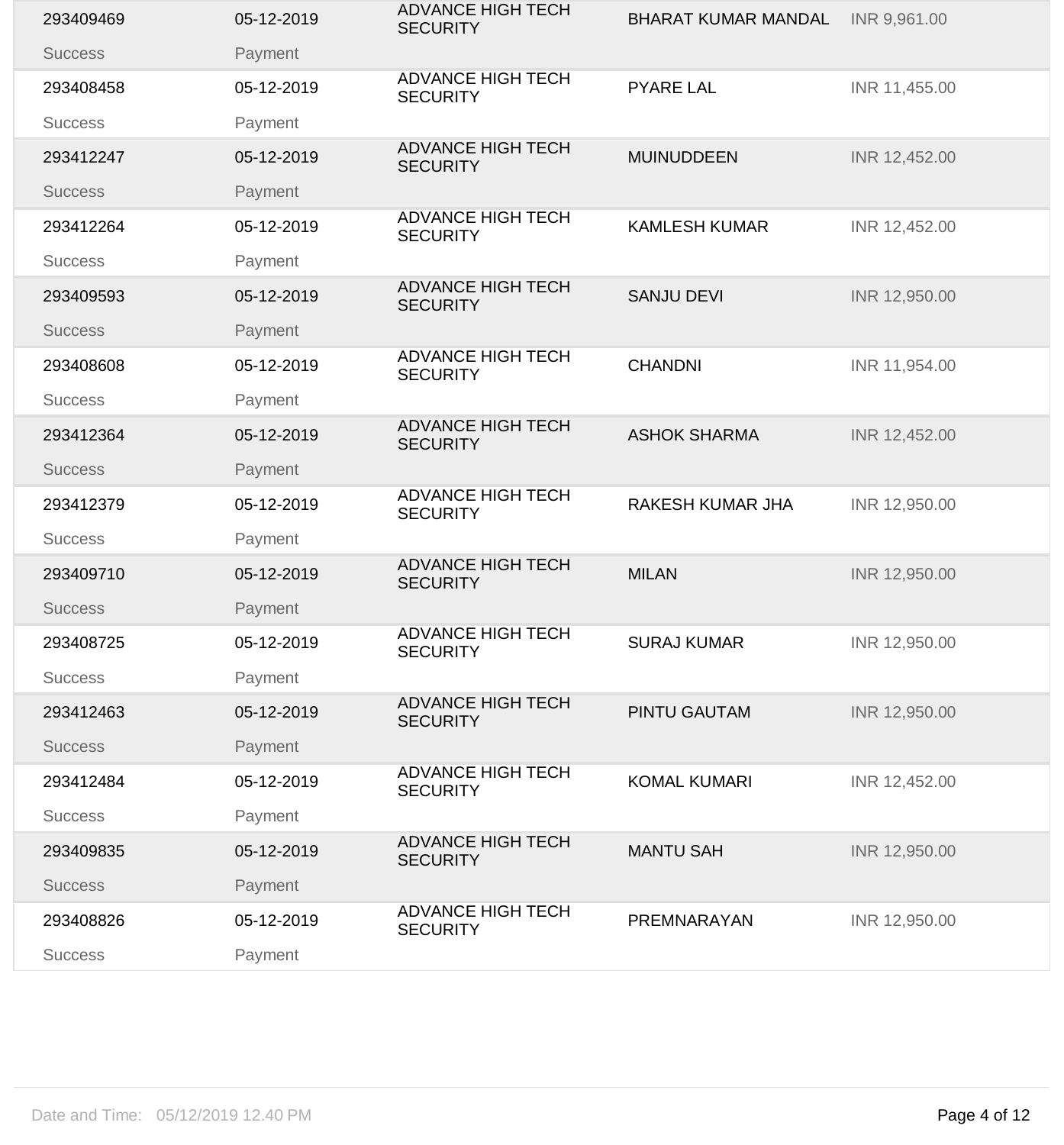| | | | | |
|---|---|---|---|---|
| 293409469<br>Success | 05-12-2019<br>Payment | ADVANCE HIGH TECH SECURITY | BHARAT KUMAR MANDAL | INR 9,961.00 |
| 293408458<br>Success | 05-12-2019<br>Payment | ADVANCE HIGH TECH SECURITY | PYARE LAL | INR 11,455.00 |
| 293412247<br>Success | 05-12-2019<br>Payment | ADVANCE HIGH TECH SECURITY | MUINUDDEEN | INR 12,452.00 |
| 293412264<br>Success | 05-12-2019<br>Payment | ADVANCE HIGH TECH SECURITY | KAMLESH KUMAR | INR 12,452.00 |
| 293409593<br>Success | 05-12-2019<br>Payment | ADVANCE HIGH TECH SECURITY | SANJU DEVI | INR 12,950.00 |
| 293408608<br>Success | 05-12-2019<br>Payment | ADVANCE HIGH TECH SECURITY | CHANDNI | INR 11,954.00 |
| 293412364<br>Success | 05-12-2019<br>Payment | ADVANCE HIGH TECH SECURITY | ASHOK SHARMA | INR 12,452.00 |
| 293412379<br>Success | 05-12-2019<br>Payment | ADVANCE HIGH TECH SECURITY | RAKESH KUMAR JHA | INR 12,950.00 |
| 293409710<br>Success | 05-12-2019<br>Payment | ADVANCE HIGH TECH SECURITY | MILAN | INR 12,950.00 |
| 293408725<br>Success | 05-12-2019<br>Payment | ADVANCE HIGH TECH SECURITY | SURAJ KUMAR | INR 12,950.00 |
| 293412463<br>Success | 05-12-2019<br>Payment | ADVANCE HIGH TECH SECURITY | PINTU GAUTAM | INR 12,950.00 |
| 293412484<br>Success | 05-12-2019<br>Payment | ADVANCE HIGH TECH SECURITY | KOMAL KUMARI | INR 12,452.00 |
| 293409835<br>Success | 05-12-2019<br>Payment | ADVANCE HIGH TECH SECURITY | MANTU SAH | INR 12,950.00 |
| 293408826<br>Success | 05-12-2019<br>Payment | ADVANCE HIGH TECH SECURITY | PREMNARAYAN | INR 12,950.00 |

Date and Time: 05/12/2019 12.40 PM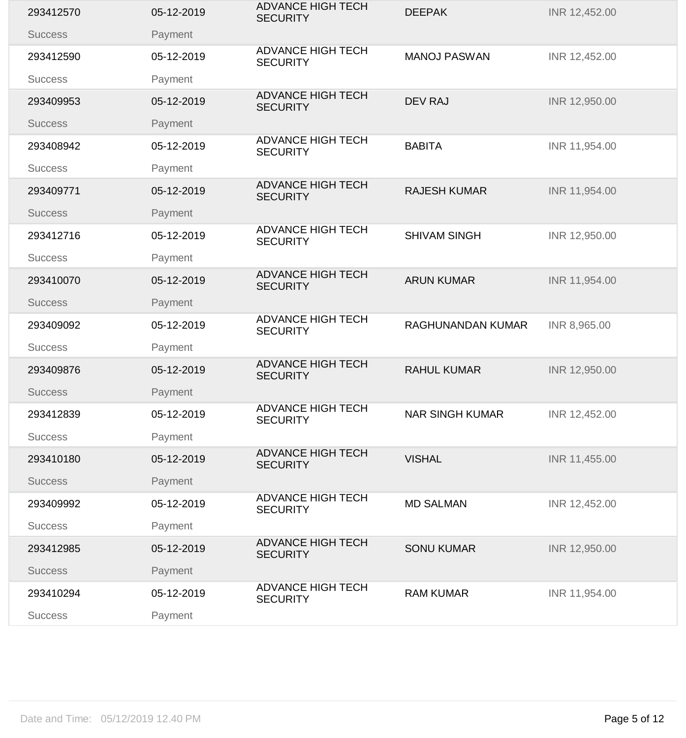| | | | | |
|---|---|---|---|---|
| 293412570<br>Success | 05-12-2019<br>Payment | ADVANCE HIGH TECH SECURITY | DEEPAK | INR 12,452.00 |
| 293412590<br>Success | 05-12-2019<br>Payment | ADVANCE HIGH TECH SECURITY | MANOJ PASWAN | INR 12,452.00 |
| 293409953<br>Success | 05-12-2019<br>Payment | ADVANCE HIGH TECH SECURITY | DEV RAJ | INR 12,950.00 |
| 293408942<br>Success | 05-12-2019<br>Payment | ADVANCE HIGH TECH SECURITY | BABITA | INR 11,954.00 |
| 293409771<br>Success | 05-12-2019<br>Payment | ADVANCE HIGH TECH SECURITY | RAJESH KUMAR | INR 11,954.00 |
| 293412716<br>Success | 05-12-2019<br>Payment | ADVANCE HIGH TECH SECURITY | SHIVAM SINGH | INR 12,950.00 |
| 293410070<br>Success | 05-12-2019<br>Payment | ADVANCE HIGH TECH SECURITY | ARUN KUMAR | INR 11,954.00 |
| 293409092<br>Success | 05-12-2019<br>Payment | ADVANCE HIGH TECH SECURITY | RAGHUNANDAN KUMAR | INR 8,965.00 |
| 293409876<br>Success | 05-12-2019<br>Payment | ADVANCE HIGH TECH SECURITY | RAHUL KUMAR | INR 12,950.00 |
| 293412839<br>Success | 05-12-2019<br>Payment | ADVANCE HIGH TECH SECURITY | NAR SINGH KUMAR | INR 12,452.00 |
| 293410180<br>Success | 05-12-2019<br>Payment | ADVANCE HIGH TECH SECURITY | VISHAL | INR 11,455.00 |
| 293409992<br>Success | 05-12-2019<br>Payment | ADVANCE HIGH TECH SECURITY | MD SALMAN | INR 12,452.00 |
| 293412985<br>Success | 05-12-2019<br>Payment | ADVANCE HIGH TECH SECURITY | SONU KUMAR | INR 12,950.00 |
| 293410294<br>Success | 05-12-2019<br>Payment | ADVANCE HIGH TECH SECURITY | RAM KUMAR | INR 11,954.00 |

Date and Time: 05/12/2019 12.40 PM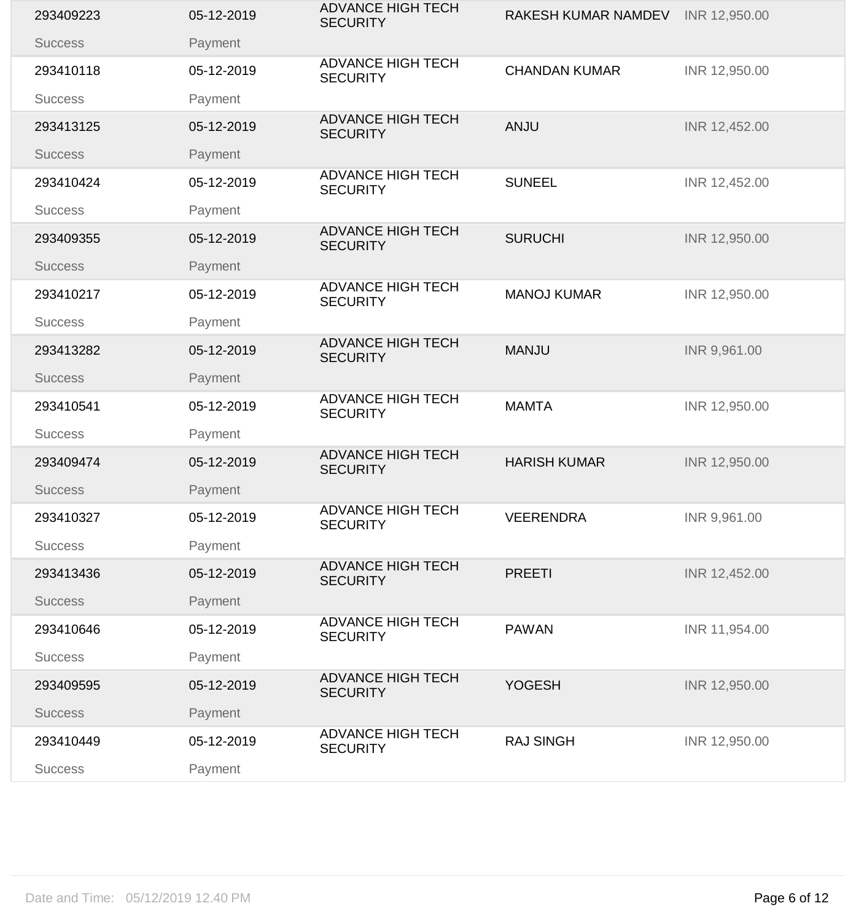| | | | | |
|---|---|---|---|---|
| 293409223 | 05-12-2019 | ADVANCE HIGH TECH SECURITY | RAKESH KUMAR NAMDEV | INR 12,950.00 |
| Success | Payment | | | |
| 293410118 | 05-12-2019 | ADVANCE HIGH TECH SECURITY | CHANDAN KUMAR | INR 12,950.00 |
| Success | Payment | | | |
| 293413125 | 05-12-2019 | ADVANCE HIGH TECH SECURITY | ANJU | INR 12,452.00 |
| Success | Payment | | | |
| 293410424 | 05-12-2019 | ADVANCE HIGH TECH SECURITY | SUNEEL | INR 12,452.00 |
| Success | Payment | | | |
| 293409355 | 05-12-2019 | ADVANCE HIGH TECH SECURITY | SURUCHI | INR 12,950.00 |
| Success | Payment | | | |
| 293410217 | 05-12-2019 | ADVANCE HIGH TECH SECURITY | MANOJ KUMAR | INR 12,950.00 |
| Success | Payment | | | |
| 293413282 | 05-12-2019 | ADVANCE HIGH TECH SECURITY | MANJU | INR 9,961.00 |
| Success | Payment | | | |
| 293410541 | 05-12-2019 | ADVANCE HIGH TECH SECURITY | MAMTA | INR 12,950.00 |
| Success | Payment | | | |
| 293409474 | 05-12-2019 | ADVANCE HIGH TECH SECURITY | HARISH KUMAR | INR 12,950.00 |
| Success | Payment | | | |
| 293410327 | 05-12-2019 | ADVANCE HIGH TECH SECURITY | VEERENDRA | INR 9,961.00 |
| Success | Payment | | | |
| 293413436 | 05-12-2019 | ADVANCE HIGH TECH SECURITY | PREETI | INR 12,452.00 |
| Success | Payment | | | |
| 293410646 | 05-12-2019 | ADVANCE HIGH TECH SECURITY | PAWAN | INR 11,954.00 |
| Success | Payment | | | |
| 293409595 | 05-12-2019 | ADVANCE HIGH TECH SECURITY | YOGESH | INR 12,950.00 |
| Success | Payment | | | |
| 293410449 | 05-12-2019 | ADVANCE HIGH TECH SECURITY | RAJ SINGH | INR 12,950.00 |
| Success | Payment | | | |

Date and Time: 05/12/2019 12.40 PM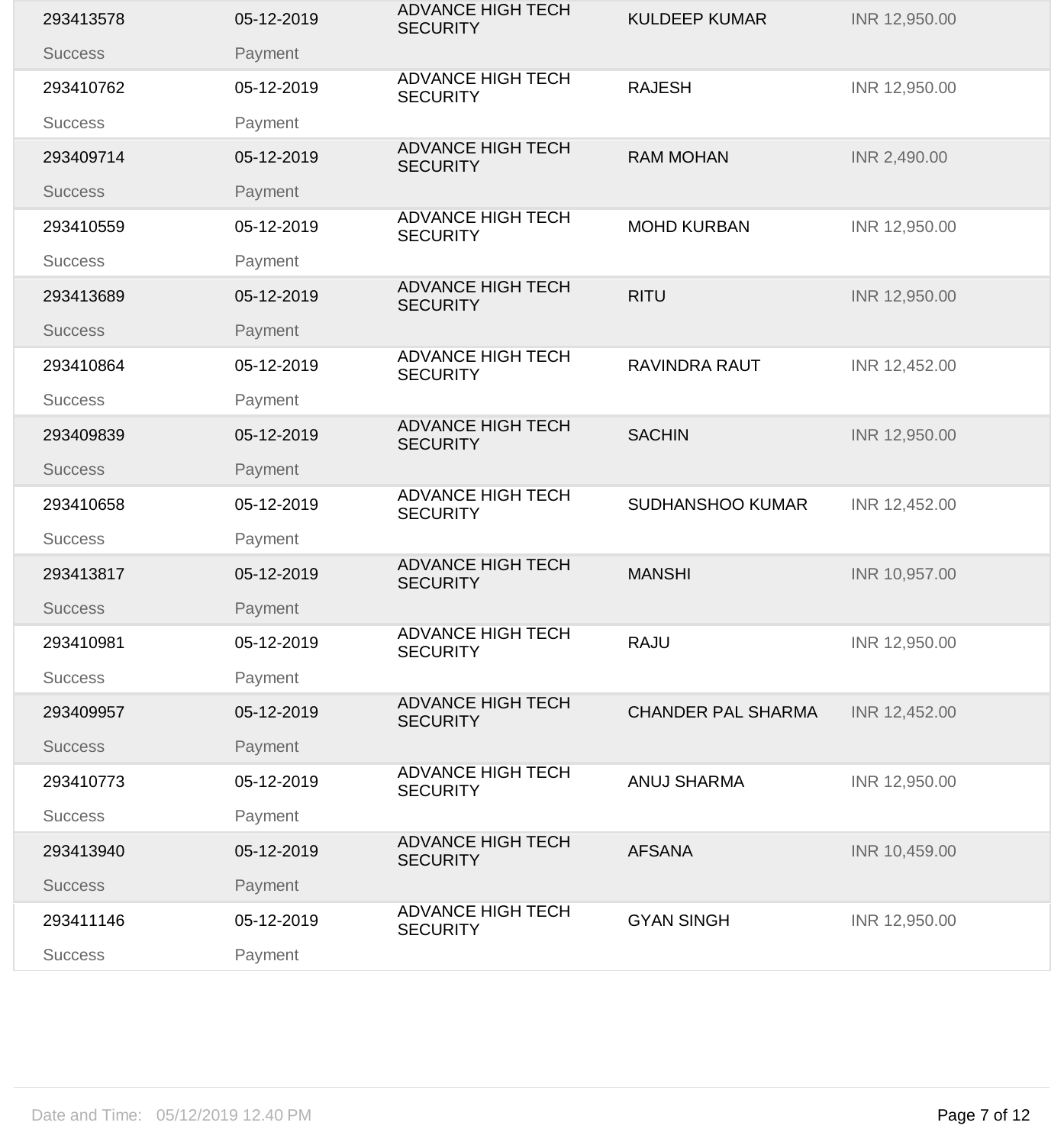| | | | | |
|---|---|---|---|---|
| 293413578 | 05-12-2019 | ADVANCE HIGH TECH SECURITY | KULDEEP KUMAR | INR 12,950.00 |
| Success | Payment | | | |
| 293410762 | 05-12-2019 | ADVANCE HIGH TECH SECURITY | RAJESH | INR 12,950.00 |
| Success | Payment | | | |
| 293409714 | 05-12-2019 | ADVANCE HIGH TECH SECURITY | RAM MOHAN | INR 2,490.00 |
| Success | Payment | | | |
| 293410559 | 05-12-2019 | ADVANCE HIGH TECH SECURITY | MOHD KURBAN | INR 12,950.00 |
| Success | Payment | | | |
| 293413689 | 05-12-2019 | ADVANCE HIGH TECH SECURITY | RITU | INR 12,950.00 |
| Success | Payment | | | |
| 293410864 | 05-12-2019 | ADVANCE HIGH TECH SECURITY | RAVINDRA RAUT | INR 12,452.00 |
| Success | Payment | | | |
| 293409839 | 05-12-2019 | ADVANCE HIGH TECH SECURITY | SACHIN | INR 12,950.00 |
| Success | Payment | | | |
| 293410658 | 05-12-2019 | ADVANCE HIGH TECH SECURITY | SUDHANSHOO KUMAR | INR 12,452.00 |
| Success | Payment | | | |
| 293413817 | 05-12-2019 | ADVANCE HIGH TECH SECURITY | MANSHI | INR 10,957.00 |
| Success | Payment | | | |
| 293410981 | 05-12-2019 | ADVANCE HIGH TECH SECURITY | RAJU | INR 12,950.00 |
| Success | Payment | | | |
| 293409957 | 05-12-2019 | ADVANCE HIGH TECH SECURITY | CHANDER PAL SHARMA | INR 12,452.00 |
| Success | Payment | | | |
| 293410773 | 05-12-2019 | ADVANCE HIGH TECH SECURITY | ANUJ SHARMA | INR 12,950.00 |
| Success | Payment | | | |
| 293413940 | 05-12-2019 | ADVANCE HIGH TECH SECURITY | AFSANA | INR 10,459.00 |
| Success | Payment | | | |
| 293411146 | 05-12-2019 | ADVANCE HIGH TECH SECURITY | GYAN SINGH | INR 12,950.00 |
| Success | Payment | | | |

Date and Time: 05/12/2019 12.40 PM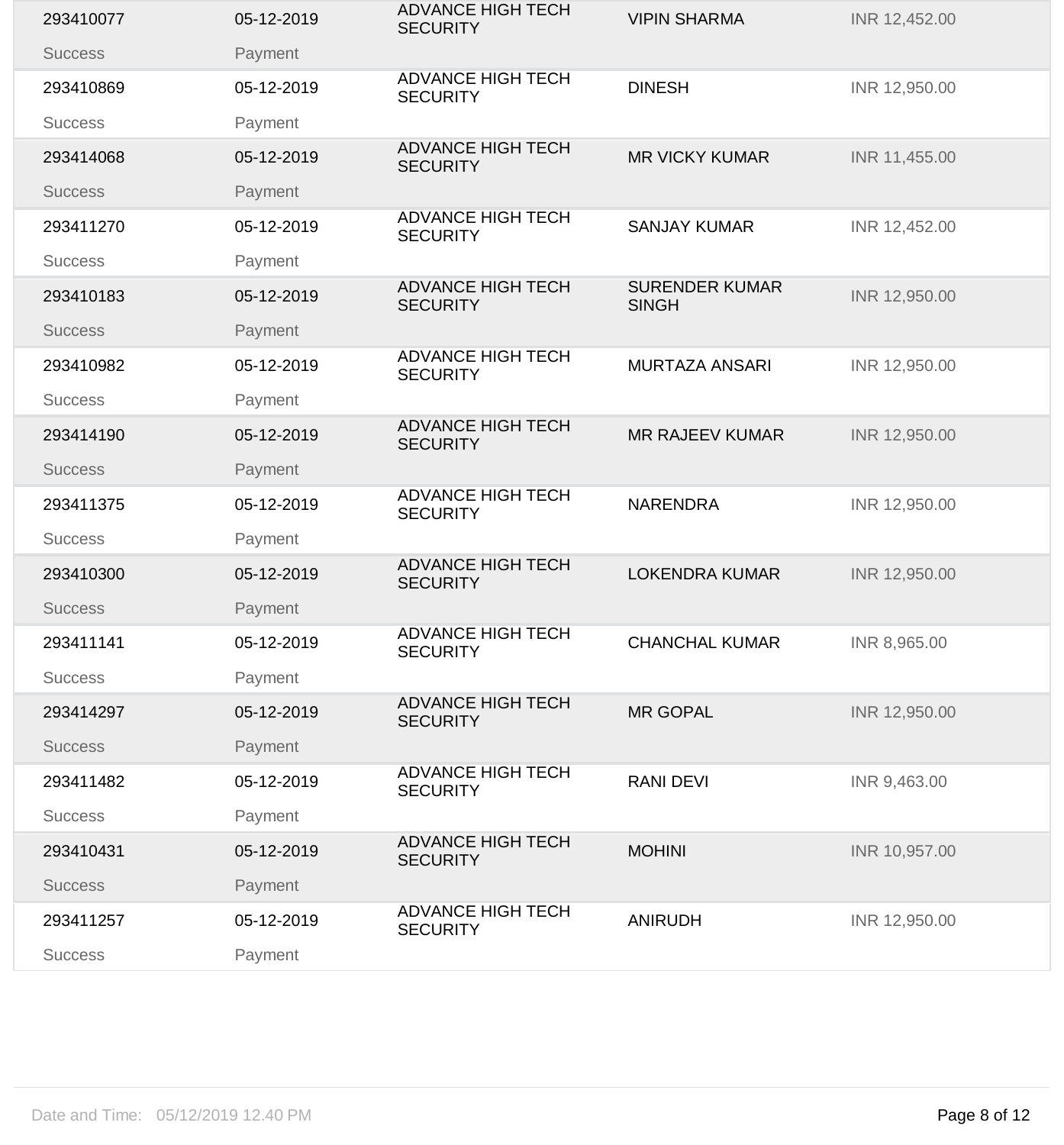| | | | | |
|---|---|---|---|---|
| 293410077 | 05-12-2019 | ADVANCE HIGH TECH SECURITY | VIPIN SHARMA | INR 12,452.00 |
| Success | Payment | | | |
| 293410869 | 05-12-2019 | ADVANCE HIGH TECH SECURITY | DINESH | INR 12,950.00 |
| Success | Payment | | | |
| 293414068 | 05-12-2019 | ADVANCE HIGH TECH SECURITY | MR VICKY KUMAR | INR 11,455.00 |
| Success | Payment | | | |
| 293411270 | 05-12-2019 | ADVANCE HIGH TECH SECURITY | SANJAY KUMAR | INR 12,452.00 |
| Success | Payment | | | |
| 293410183 | 05-12-2019 | ADVANCE HIGH TECH SECURITY | SURENDER KUMAR SINGH | INR 12,950.00 |
| Success | Payment | | | |
| 293410982 | 05-12-2019 | ADVANCE HIGH TECH SECURITY | MURTAZA ANSARI | INR 12,950.00 |
| Success | Payment | | | |
| 293414190 | 05-12-2019 | ADVANCE HIGH TECH SECURITY | MR RAJEEV KUMAR | INR 12,950.00 |
| Success | Payment | | | |
| 293411375 | 05-12-2019 | ADVANCE HIGH TECH SECURITY | NARENDRA | INR 12,950.00 |
| Success | Payment | | | |
| 293410300 | 05-12-2019 | ADVANCE HIGH TECH SECURITY | LOKENDRA KUMAR | INR 12,950.00 |
| Success | Payment | | | |
| 293411141 | 05-12-2019 | ADVANCE HIGH TECH SECURITY | CHANCHAL KUMAR | INR 8,965.00 |
| Success | Payment | | | |
| 293414297 | 05-12-2019 | ADVANCE HIGH TECH SECURITY | MR GOPAL | INR 12,950.00 |
| Success | Payment | | | |
| 293411482 | 05-12-2019 | ADVANCE HIGH TECH SECURITY | RANI DEVI | INR 9,463.00 |
| Success | Payment | | | |
| 293410431 | 05-12-2019 | ADVANCE HIGH TECH SECURITY | MOHINI | INR 10,957.00 |
| Success | Payment | | | |
| 293411257 | 05-12-2019 | ADVANCE HIGH TECH SECURITY | ANIRUDH | INR 12,950.00 |
| Success | Payment | | | |

Date and Time: 05/12/2019 12.40 PM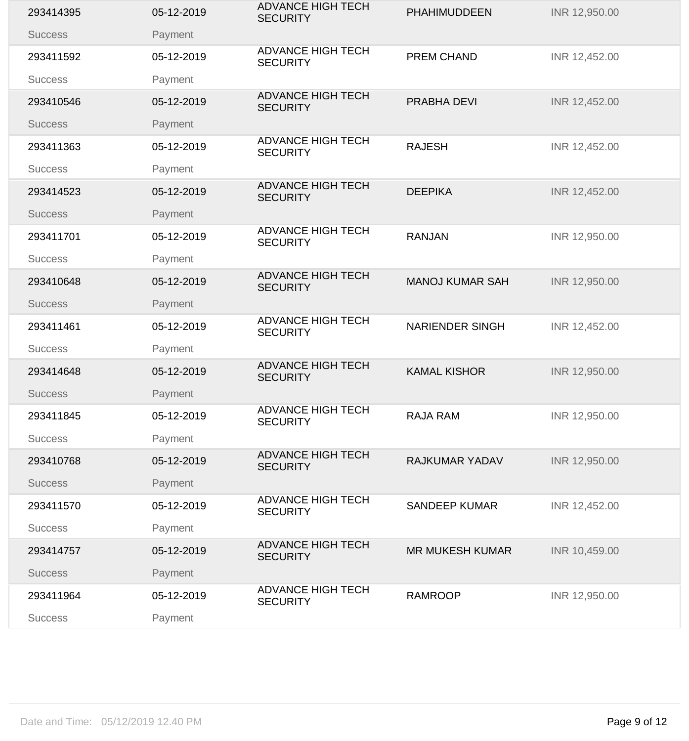| | | | | |
|---|---|---|---|---|
| 293414395 | 05-12-2019 | ADVANCE HIGH TECH SECURITY | PHAHIMUDDEEN | INR 12,950.00 |
| Success | Payment | | | |
| 293411592 | 05-12-2019 | ADVANCE HIGH TECH SECURITY | PREM CHAND | INR 12,452.00 |
| Success | Payment | | | |
| 293410546 | 05-12-2019 | ADVANCE HIGH TECH SECURITY | PRABHA DEVI | INR 12,452.00 |
| Success | Payment | | | |
| 293411363 | 05-12-2019 | ADVANCE HIGH TECH SECURITY | RAJESH | INR 12,452.00 |
| Success | Payment | | | |
| 293414523 | 05-12-2019 | ADVANCE HIGH TECH SECURITY | DEEPIKA | INR 12,452.00 |
| Success | Payment | | | |
| 293411701 | 05-12-2019 | ADVANCE HIGH TECH SECURITY | RANJAN | INR 12,950.00 |
| Success | Payment | | | |
| 293410648 | 05-12-2019 | ADVANCE HIGH TECH SECURITY | MANOJ KUMAR SAH | INR 12,950.00 |
| Success | Payment | | | |
| 293411461 | 05-12-2019 | ADVANCE HIGH TECH SECURITY | NARIENDER SINGH | INR 12,452.00 |
| Success | Payment | | | |
| 293414648 | 05-12-2019 | ADVANCE HIGH TECH SECURITY | KAMAL KISHOR | INR 12,950.00 |
| Success | Payment | | | |
| 293411845 | 05-12-2019 | ADVANCE HIGH TECH SECURITY | RAJA RAM | INR 12,950.00 |
| Success | Payment | | | |
| 293410768 | 05-12-2019 | ADVANCE HIGH TECH SECURITY | RAJKUMAR YADAV | INR 12,950.00 |
| Success | Payment | | | |
| 293411570 | 05-12-2019 | ADVANCE HIGH TECH SECURITY | SANDEEP KUMAR | INR 12,452.00 |
| Success | Payment | | | |
| 293414757 | 05-12-2019 | ADVANCE HIGH TECH SECURITY | MR MUKESH KUMAR | INR 10,459.00 |
| Success | Payment | | | |
| 293411964 | 05-12-2019 | ADVANCE HIGH TECH SECURITY | RAMROOP | INR 12,950.00 |
| Success | Payment | | | |

Date and Time: 05/12/2019 12.40 PM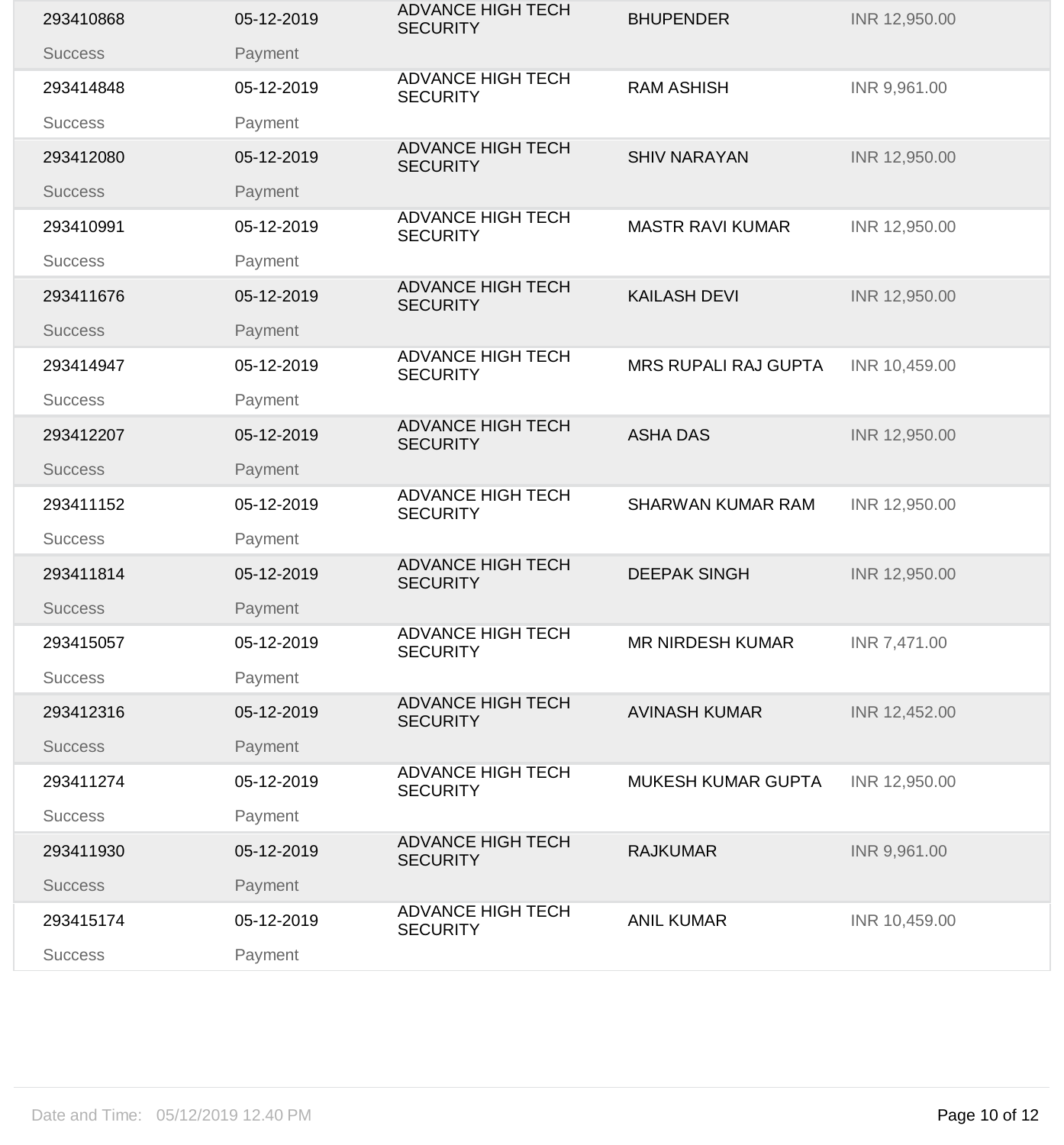| | | | | |
|---|---|---|---|---|
| 293410868 | 05-12-2019 | ADVANCE HIGH TECH SECURITY | BHUPENDER | INR 12,950.00 |
| Success | Payment | | | |
| 293414848 | 05-12-2019 | ADVANCE HIGH TECH SECURITY | RAM ASHISH | INR 9,961.00 |
| Success | Payment | | | |
| 293412080 | 05-12-2019 | ADVANCE HIGH TECH SECURITY | SHIV NARAYAN | INR 12,950.00 |
| Success | Payment | | | |
| 293410991 | 05-12-2019 | ADVANCE HIGH TECH SECURITY | MASTR RAVI KUMAR | INR 12,950.00 |
| Success | Payment | | | |
| 293411676 | 05-12-2019 | ADVANCE HIGH TECH SECURITY | KAILASH DEVI | INR 12,950.00 |
| Success | Payment | | | |
| 293414947 | 05-12-2019 | ADVANCE HIGH TECH SECURITY | MRS RUPALI RAJ GUPTA | INR 10,459.00 |
| Success | Payment | | | |
| 293412207 | 05-12-2019 | ADVANCE HIGH TECH SECURITY | ASHA DAS | INR 12,950.00 |
| Success | Payment | | | |
| 293411152 | 05-12-2019 | ADVANCE HIGH TECH SECURITY | SHARWAN KUMAR RAM | INR 12,950.00 |
| Success | Payment | | | |
| 293411814 | 05-12-2019 | ADVANCE HIGH TECH SECURITY | DEEPAK SINGH | INR 12,950.00 |
| Success | Payment | | | |
| 293415057 | 05-12-2019 | ADVANCE HIGH TECH SECURITY | MR NIRDESH KUMAR | INR 7,471.00 |
| Success | Payment | | | |
| 293412316 | 05-12-2019 | ADVANCE HIGH TECH SECURITY | AVINASH KUMAR | INR 12,452.00 |
| Success | Payment | | | |
| 293411274 | 05-12-2019 | ADVANCE HIGH TECH SECURITY | MUKESH KUMAR GUPTA | INR 12,950.00 |
| Success | Payment | | | |
| 293411930 | 05-12-2019 | ADVANCE HIGH TECH SECURITY | RAJKUMAR | INR 9,961.00 |
| Success | Payment | | | |
| 293415174 | 05-12-2019 | ADVANCE HIGH TECH SECURITY | ANIL KUMAR | INR 10,459.00 |
| Success | Payment | | | |

Date and Time: 05/12/2019 12.40 PM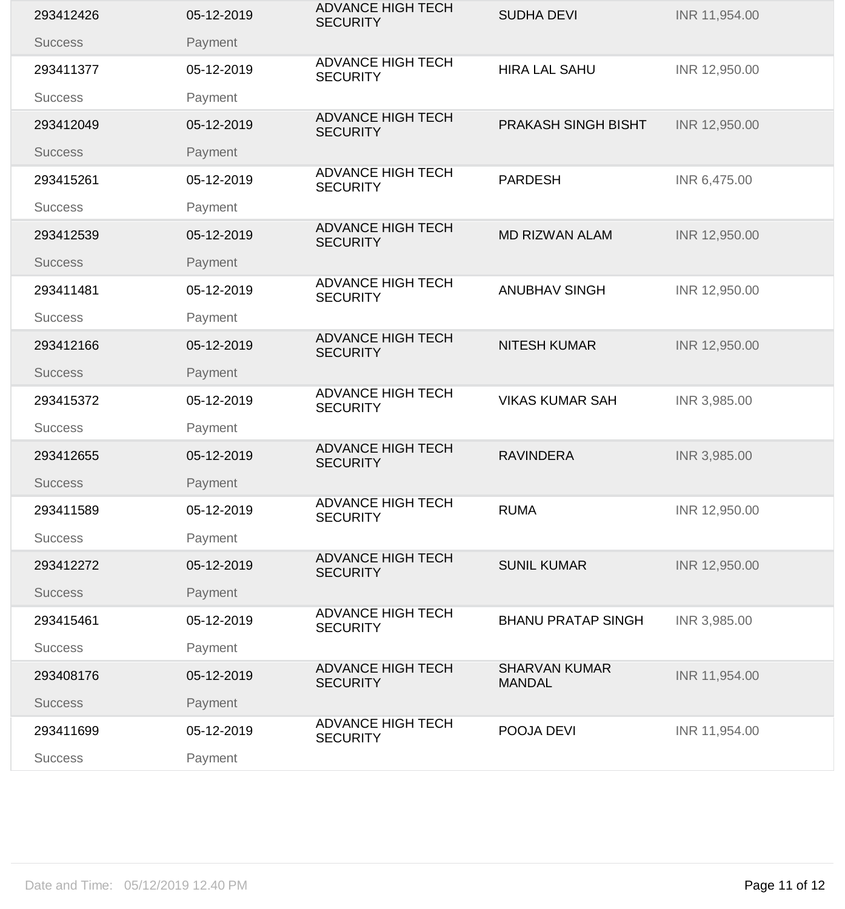| | | | | |
|---|---|---|---|---|
| 293412426 | 05-12-2019 | ADVANCE HIGH TECH SECURITY | SUDHA DEVI | INR 11,954.00 |
| Success | Payment | | | |
| 293411377 | 05-12-2019 | ADVANCE HIGH TECH SECURITY | HIRA LAL SAHU | INR 12,950.00 |
| Success | Payment | | | |
| 293412049 | 05-12-2019 | ADVANCE HIGH TECH SECURITY | PRAKASH SINGH BISHT | INR 12,950.00 |
| Success | Payment | | | |
| 293415261 | 05-12-2019 | ADVANCE HIGH TECH SECURITY | PARDESH | INR 6,475.00 |
| Success | Payment | | | |
| 293412539 | 05-12-2019 | ADVANCE HIGH TECH SECURITY | MD RIZWAN ALAM | INR 12,950.00 |
| Success | Payment | | | |
| 293411481 | 05-12-2019 | ADVANCE HIGH TECH SECURITY | ANUBHAV SINGH | INR 12,950.00 |
| Success | Payment | | | |
| 293412166 | 05-12-2019 | ADVANCE HIGH TECH SECURITY | NITESH KUMAR | INR 12,950.00 |
| Success | Payment | | | |
| 293415372 | 05-12-2019 | ADVANCE HIGH TECH SECURITY | VIKAS KUMAR SAH | INR 3,985.00 |
| Success | Payment | | | |
| 293412655 | 05-12-2019 | ADVANCE HIGH TECH SECURITY | RAVINDERA | INR 3,985.00 |
| Success | Payment | | | |
| 293411589 | 05-12-2019 | ADVANCE HIGH TECH SECURITY | RUMA | INR 12,950.00 |
| Success | Payment | | | |
| 293412272 | 05-12-2019 | ADVANCE HIGH TECH SECURITY | SUNIL KUMAR | INR 12,950.00 |
| Success | Payment | | | |
| 293415461 | 05-12-2019 | ADVANCE HIGH TECH SECURITY | BHANU PRATAP SINGH | INR 3,985.00 |
| Success | Payment | | | |
| 293408176 | 05-12-2019 | ADVANCE HIGH TECH SECURITY | SHARVAN KUMAR MANDAL | INR 11,954.00 |
| Success | Payment | | | |
| 293411699 | 05-12-2019 | ADVANCE HIGH TECH SECURITY | POOJA DEVI | INR 11,954.00 |
| Success | Payment | | | |

Date and Time: 05/12/2019 12.40 PM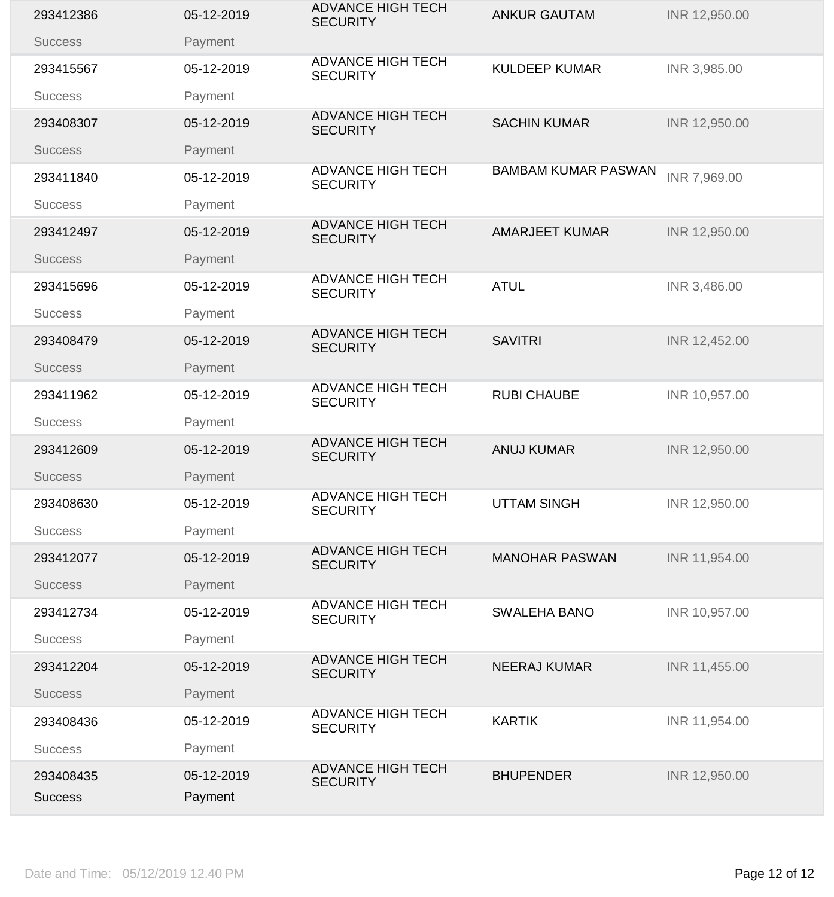| | | | | |
|---|---|---|---|---|
| 293412386<br>Success | 05-12-2019<br>Payment | ADVANCE HIGH TECH SECURITY | ANKUR GAUTAM | INR 12,950.00 |
| 293415567<br>Success | 05-12-2019<br>Payment | ADVANCE HIGH TECH SECURITY | KULDEEP KUMAR | INR 3,985.00 |
| 293408307<br>Success | 05-12-2019<br>Payment | ADVANCE HIGH TECH SECURITY | SACHIN KUMAR | INR 12,950.00 |
| 293411840<br>Success | 05-12-2019<br>Payment | ADVANCE HIGH TECH SECURITY | BAMBAM KUMAR PASWAN | INR 7,969.00 |
| 293412497<br>Success | 05-12-2019<br>Payment | ADVANCE HIGH TECH SECURITY | AMARJEET KUMAR | INR 12,950.00 |
| 293415696<br>Success | 05-12-2019<br>Payment | ADVANCE HIGH TECH SECURITY | ATUL | INR 3,486.00 |
| 293408479<br>Success | 05-12-2019<br>Payment | ADVANCE HIGH TECH SECURITY | SAVITRI | INR 12,452.00 |
| 293411962<br>Success | 05-12-2019<br>Payment | ADVANCE HIGH TECH SECURITY | RUBI CHAUBE | INR 10,957.00 |
| 293412609<br>Success | 05-12-2019<br>Payment | ADVANCE HIGH TECH SECURITY | ANUJ KUMAR | INR 12,950.00 |
| 293408630<br>Success | 05-12-2019<br>Payment | ADVANCE HIGH TECH SECURITY | UTTAM SINGH | INR 12,950.00 |
| 293412077<br>Success | 05-12-2019<br>Payment | ADVANCE HIGH TECH SECURITY | MANOHAR PASWAN | INR 11,954.00 |
| 293412734<br>Success | 05-12-2019<br>Payment | ADVANCE HIGH TECH SECURITY | SWALEHA BANO | INR 10,957.00 |
| 293412204<br>Success | 05-12-2019<br>Payment | ADVANCE HIGH TECH SECURITY | NEERAJ KUMAR | INR 11,455.00 |
| 293408436<br>Success | 05-12-2019<br>Payment | ADVANCE HIGH TECH SECURITY | KARTIK | INR 11,954.00 |
| 293408435<br>Success | 05-12-2019<br>Payment | ADVANCE HIGH TECH SECURITY | BHUPENDER | INR 12,950.00 |

Date and Time: 05/12/2019 12.40 PM